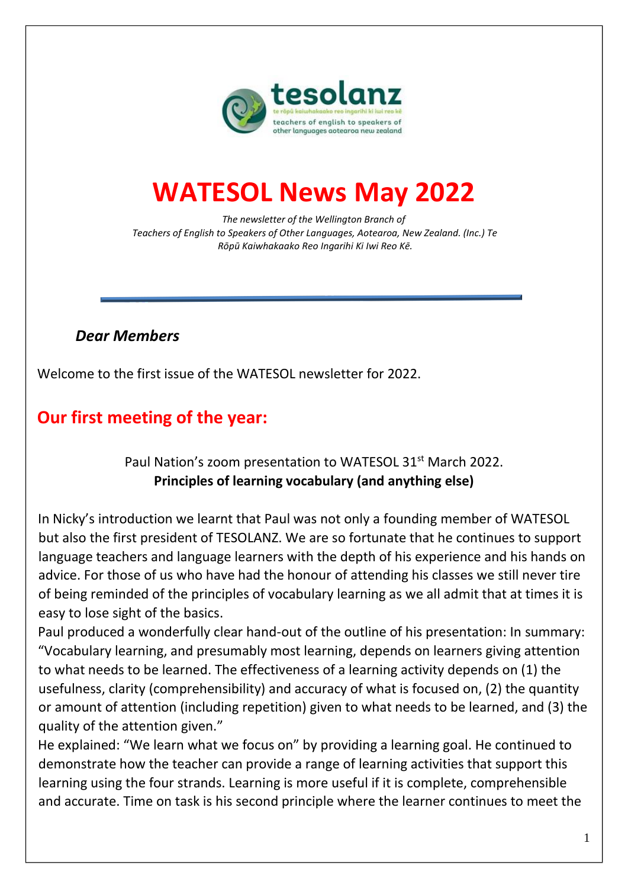# WATESOL News May 2022

*The newsletter of the Wellington Branch of Teachers of English to Speakers of Other Languages, Aotearoa, New Zealand. (Inc.) Te Rōpū Kaiwhakaako Reo Ingarihi Ki Iwi Reo Kē.*

***Dear Members***

Welcome to the first issue of the WATESOL newsletter for 2022.

## Our first meeting of the year:

Paul Nation's zoom presentation to WATESOL 31st March 2022.
**Principles of learning vocabulary (and anything else)**

In Nicky's introduction we learnt that Paul was not only a founding member of WATESOL but also the first president of TESOLANZ. We are so fortunate that he continues to support language teachers and language learners with the depth of his experience and his hands on advice. For those of us who have had the honour of attending his classes we still never tire of being reminded of the principles of vocabulary learning as we all admit that at times it is easy to lose sight of the basics.

Paul produced a wonderfully clear hand-out of the outline of his presentation: In summary: "Vocabulary learning, and presumably most learning, depends on learners giving attention to what needs to be learned. The effectiveness of a learning activity depends on (1) the usefulness, clarity (comprehensibility) and accuracy of what is focused on, (2) the quantity or amount of attention (including repetition) given to what needs to be learned, and (3) the quality of the attention given."

He explained: "We learn what we focus on" by providing a learning goal. He continued to demonstrate how the teacher can provide a range of learning activities that support this learning using the four strands. Learning is more useful if it is complete, comprehensible and accurate. Time on task is his second principle where the learner continues to meet the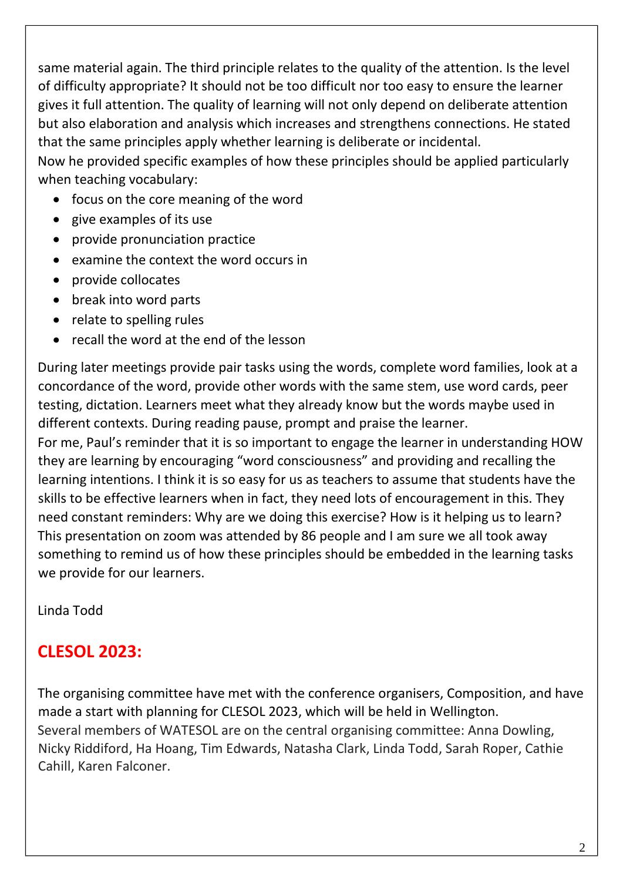same material again. The third principle relates to the quality of the attention. Is the level of difficulty appropriate? It should not be too difficult nor too easy to ensure the learner gives it full attention. The quality of learning will not only depend on deliberate attention but also elaboration and analysis which increases and strengthens connections. He stated that the same principles apply whether learning is deliberate or incidental.
Now he provided specific examples of how these principles should be applied particularly when teaching vocabulary:

- focus on the core meaning of the word
- give examples of its use
- provide pronunciation practice
- examine the context the word occurs in
- provide collocates
- break into word parts
- relate to spelling rules
- recall the word at the end of the lesson

During later meetings provide pair tasks using the words, complete word families, look at a concordance of the word, provide other words with the same stem, use word cards, peer testing, dictation. Learners meet what they already know but the words maybe used in different contexts. During reading pause, prompt and praise the learner.
For me, Paul's reminder that it is so important to engage the learner in understanding HOW they are learning by encouraging "word consciousness" and providing and recalling the learning intentions. I think it is so easy for us as teachers to assume that students have the skills to be effective learners when in fact, they need lots of encouragement in this. They need constant reminders: Why are we doing this exercise? How is it helping us to learn? This presentation on zoom was attended by 86 people and I am sure we all took away something to remind us of how these principles should be embedded in the learning tasks we provide for our learners.

Linda Todd

## CLESOL 2023:

The organising committee have met with the conference organisers, Composition, and have made a start with planning for CLESOL 2023, which will be held in Wellington.
Several members of WATESOL are on the central organising committee: Anna Dowling, Nicky Riddiford, Ha Hoang, Tim Edwards, Natasha Clark, Linda Todd, Sarah Roper, Cathie Cahill, Karen Falconer.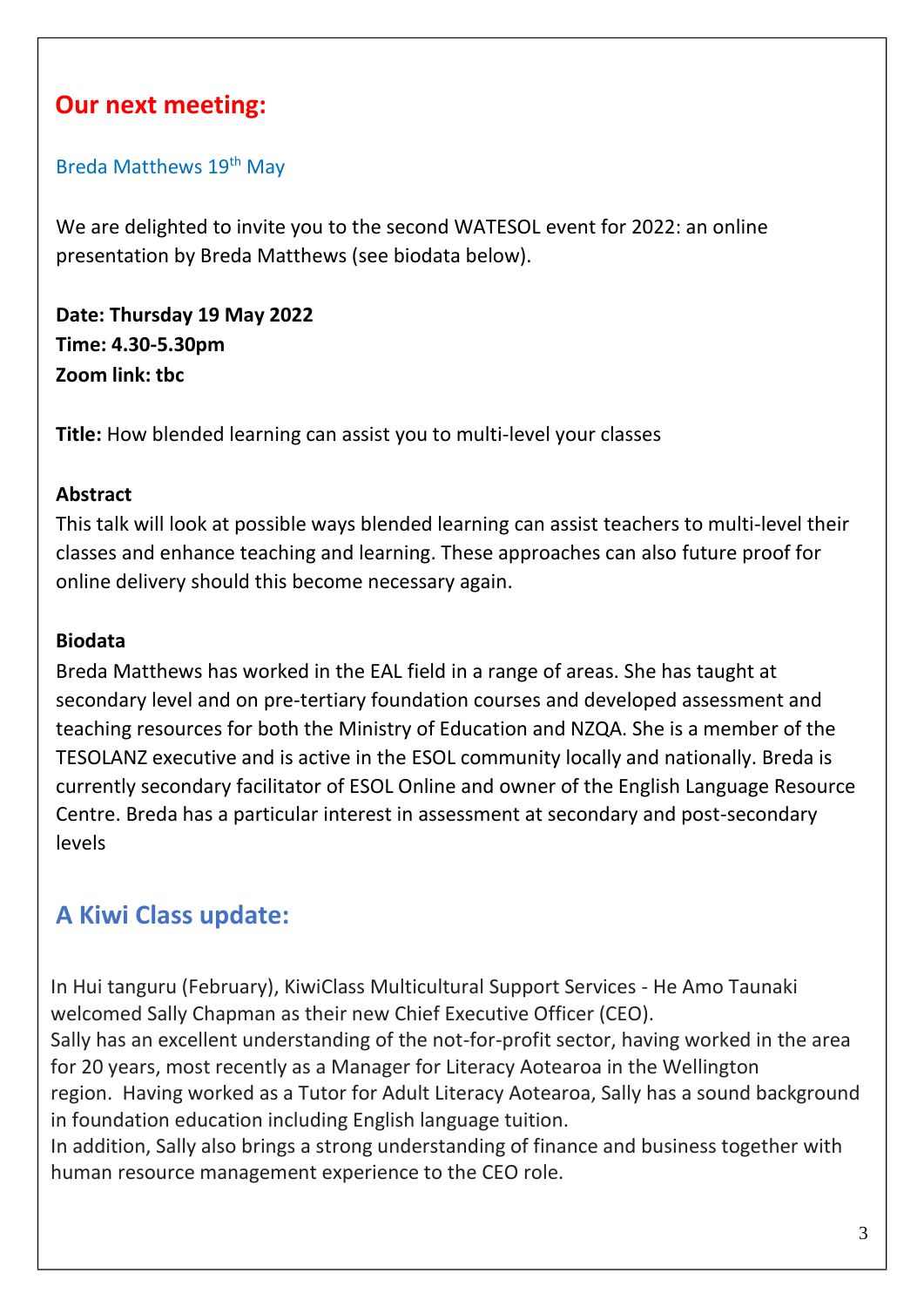## Our next meeting:

Breda Matthews 19th May

We are delighted to invite you to the second WATESOL event for 2022: an online presentation by Breda Matthews (see biodata below).

**Date: Thursday 19 May 2022**
**Time: 4.30-5.30pm**
**Zoom link: tbc**

**Title:** How blended learning can assist you to multi-level your classes

**Abstract**
This talk will look at possible ways blended learning can assist teachers to multi-level their classes and enhance teaching and learning. These approaches can also future proof for online delivery should this become necessary again.

**Biodata**
Breda Matthews has worked in the EAL field in a range of areas. She has taught at secondary level and on pre-tertiary foundation courses and developed assessment and teaching resources for both the Ministry of Education and NZQA. She is a member of the TESOLANZ executive and is active in the ESOL community locally and nationally. Breda is currently secondary facilitator of ESOL Online and owner of the English Language Resource Centre. Breda has a particular interest in assessment at secondary and post-secondary levels

## A Kiwi Class update:

In Hui tanguru (February), KiwiClass Multicultural Support Services - He Amo Taunaki welcomed Sally Chapman as their new Chief Executive Officer (CEO).
Sally has an excellent understanding of the not-for-profit sector, having worked in the area for 20 years, most recently as a Manager for Literacy Aotearoa in the Wellington region. Having worked as a Tutor for Adult Literacy Aotearoa, Sally has a sound background in foundation education including English language tuition.
In addition, Sally also brings a strong understanding of finance and business together with human resource management experience to the CEO role.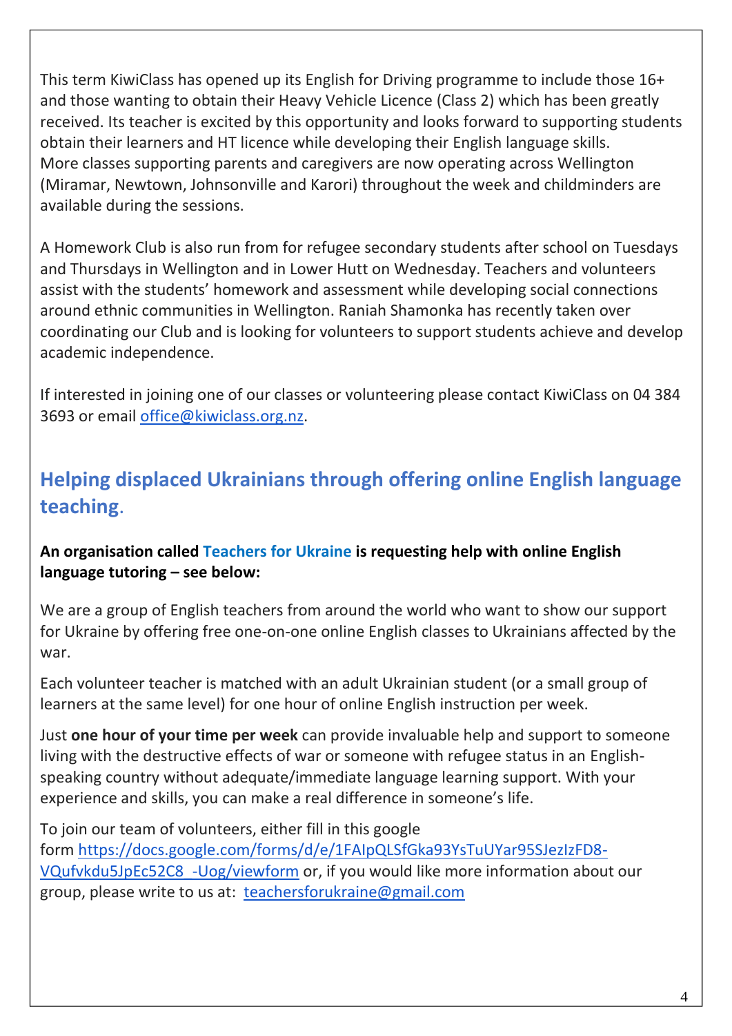This term KiwiClass has opened up its English for Driving programme to include those 16+ and those wanting to obtain their Heavy Vehicle Licence (Class 2) which has been greatly received. Its teacher is excited by this opportunity and looks forward to supporting students obtain their learners and HT licence while developing their English language skills. More classes supporting parents and caregivers are now operating across Wellington (Miramar, Newtown, Johnsonville and Karori) throughout the week and childminders are available during the sessions.

A Homework Club is also run from for refugee secondary students after school on Tuesdays and Thursdays in Wellington and in Lower Hutt on Wednesday. Teachers and volunteers assist with the students' homework and assessment while developing social connections around ethnic communities in Wellington. Raniah Shamonka has recently taken over coordinating our Club and is looking for volunteers to support students achieve and develop academic independence.

If interested in joining one of our classes or volunteering please contact KiwiClass on 04 384 3693 or email office@kiwiclass.org.nz.

## Helping displaced Ukrainians through offering online English language teaching.

**An organisation called Teachers for Ukraine is requesting help with online English language tutoring – see below:**

We are a group of English teachers from around the world who want to show our support for Ukraine by offering free one-on-one online English classes to Ukrainians affected by the war.

Each volunteer teacher is matched with an adult Ukrainian student (or a small group of learners at the same level) for one hour of online English instruction per week.

Just **one hour of your time per week** can provide invaluable help and support to someone living with the destructive effects of war or someone with refugee status in an English-speaking country without adequate/immediate language learning support. With your experience and skills, you can make a real difference in someone's life.

To join our team of volunteers, either fill in this google form https://docs.google.com/forms/d/e/1FAIpQLSfGka93YsTuUYar95SJezIzFD8-VQufvkdu5JpEc52C8_-Uog/viewform or, if you would like more information about our group, please write to us at: teachersforukraine@gmail.com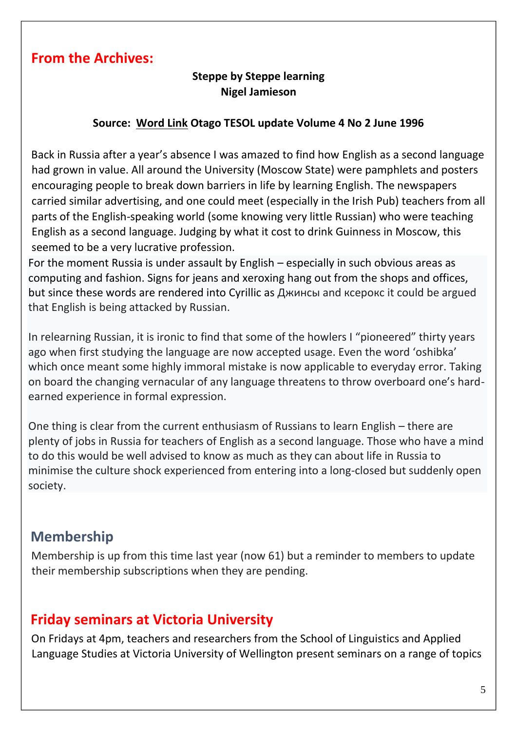## From the Archives:

**Steppe by Steppe learning**
**Nigel Jamieson**

**Source: Word Link Otago TESOL update Volume 4 No 2 June 1996**

Back in Russia after a year's absence I was amazed to find how English as a second language had grown in value. All around the University (Moscow State) were pamphlets and posters encouraging people to break down barriers in life by learning English. The newspapers carried similar advertising, and one could meet (especially in the Irish Pub) teachers from all parts of the English-speaking world (some knowing very little Russian) who were teaching English as a second language. Judging by what it cost to drink Guinness in Moscow, this seemed to be a very lucrative profession.

For the moment Russia is under assault by English – especially in such obvious areas as computing and fashion. Signs for jeans and xeroxing hang out from the shops and offices, but since these words are rendered into Cyrillic as Джинсы and ксерокс it could be argued that English is being attacked by Russian.

In relearning Russian, it is ironic to find that some of the howlers I "pioneered" thirty years ago when first studying the language are now accepted usage. Even the word 'oshibka' which once meant some highly immoral mistake is now applicable to everyday error. Taking on board the changing vernacular of any language threatens to throw overboard one's hard-earned experience in formal expression.

One thing is clear from the current enthusiasm of Russians to learn English – there are plenty of jobs in Russia for teachers of English as a second language. Those who have a mind to do this would be well advised to know as much as they can about life in Russia to minimise the culture shock experienced from entering into a long-closed but suddenly open society.

## Membership

Membership is up from this time last year (now 61) but a reminder to members to update their membership subscriptions when they are pending.

## Friday seminars at Victoria University

On Fridays at 4pm, teachers and researchers from the School of Linguistics and Applied Language Studies at Victoria University of Wellington present seminars on a range of topics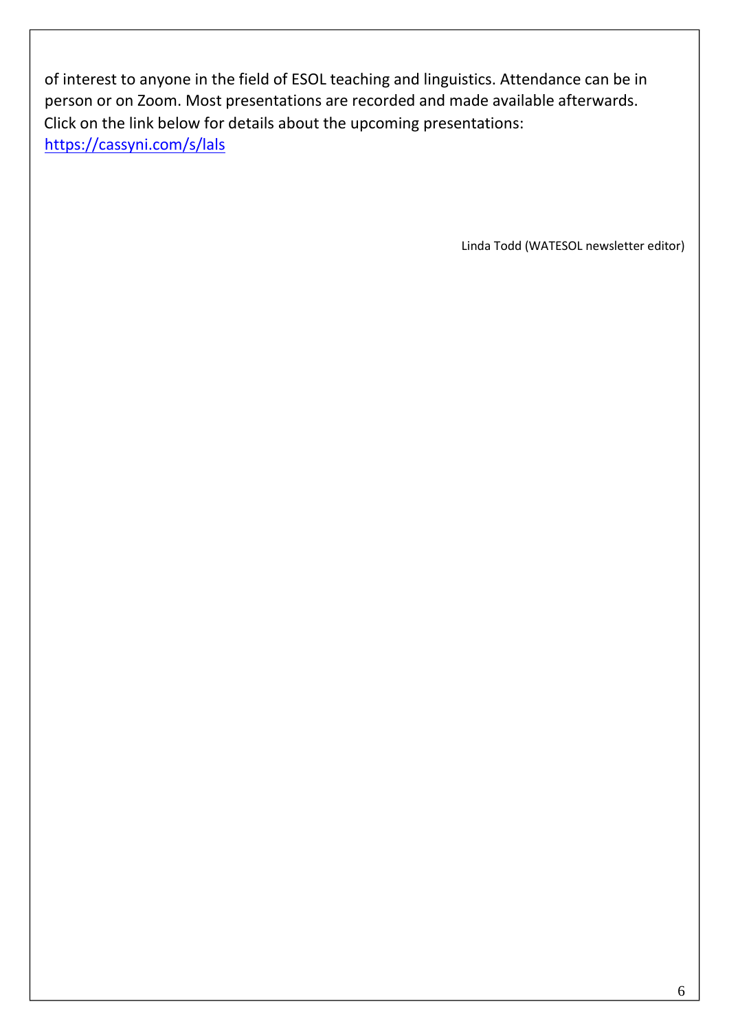of interest to anyone in the field of ESOL teaching and linguistics. Attendance can be in person or on Zoom. Most presentations are recorded and made available afterwards. Click on the link below for details about the upcoming presentations:
https://cassyni.com/s/lals

Linda Todd (WATESOL newsletter editor)